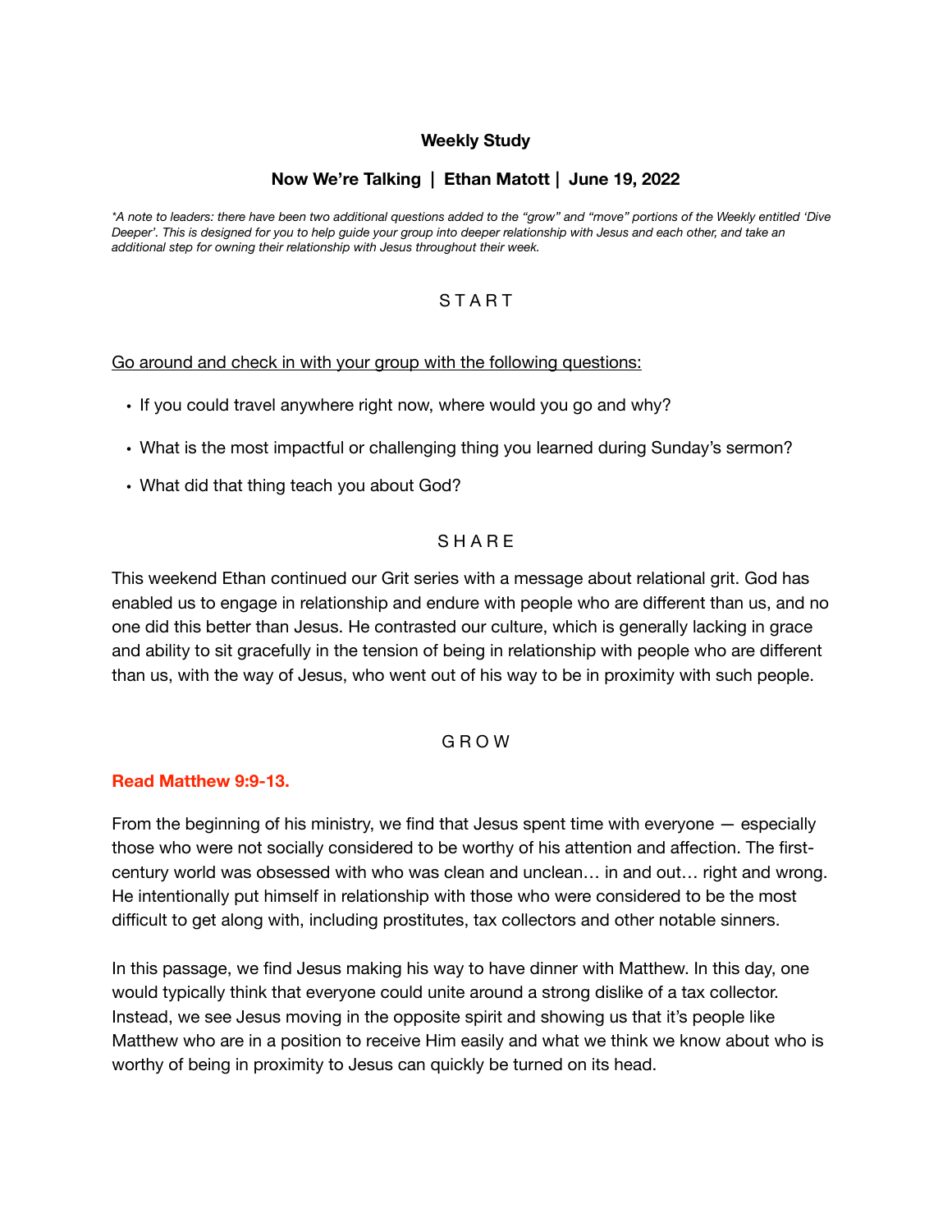**Weekly Study**

**Now We're Talking | Ethan Matott | June 19, 2022**

*\*A note to leaders: there have been two additional questions added to the "grow" and "move" portions of the Weekly entitled 'Dive Deeper'. This is designed for you to help guide your group into deeper relationship with Jesus and each other, and take an additional step for owning their relationship with Jesus throughout their week.*

## S T A R T

Go around and check in with your group with the following questions:

- If you could travel anywhere right now, where would you go and why?
- What is the most impactful or challenging thing you learned during Sunday's sermon?
- What did that thing teach you about God?

## S H A R E

This weekend Ethan continued our Grit series with a message about relational grit. God has enabled us to engage in relationship and endure with people who are different than us, and no one did this better than Jesus. He contrasted our culture, which is generally lacking in grace and ability to sit gracefully in the tension of being in relationship with people who are different than us, with the way of Jesus, who went out of his way to be in proximity with such people.

## G R O W

**Read Matthew 9:9-13.**

From the beginning of his ministry, we find that Jesus spent time with everyone — especially those who were not socially considered to be worthy of his attention and affection. The first-century world was obsessed with who was clean and unclean… in and out… right and wrong. He intentionally put himself in relationship with those who were considered to be the most difficult to get along with, including prostitutes, tax collectors and other notable sinners.

In this passage, we find Jesus making his way to have dinner with Matthew. In this day, one would typically think that everyone could unite around a strong dislike of a tax collector. Instead, we see Jesus moving in the opposite spirit and showing us that it's people like Matthew who are in a position to receive Him easily and what we think we know about who is worthy of being in proximity to Jesus can quickly be turned on its head.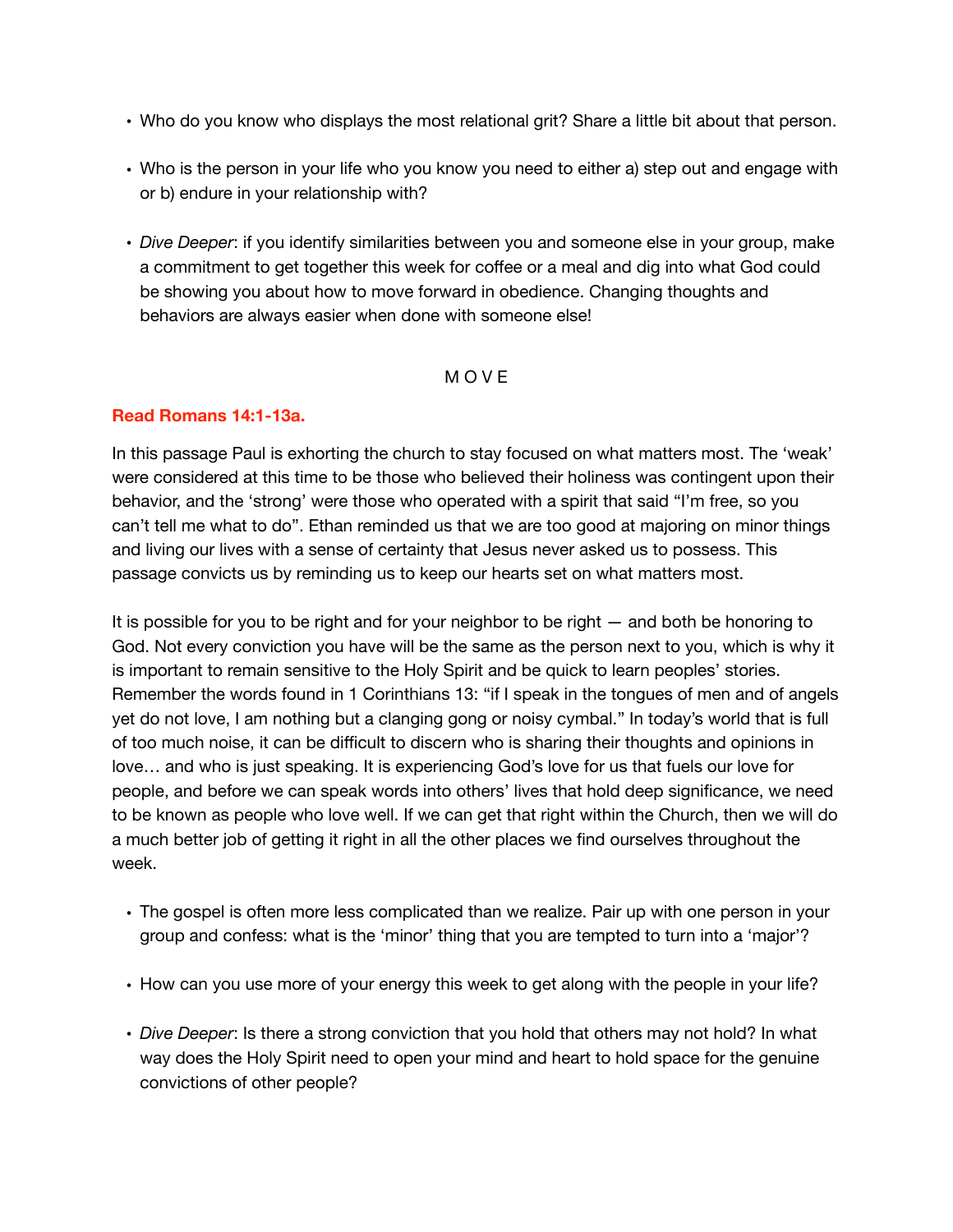- Who do you know who displays the most relational grit? Share a little bit about that person.

- Who is the person in your life who you know you need to either a) step out and engage with or b) endure in your relationship with?

- *Dive Deeper*: if you identify similarities between you and someone else in your group, make a commitment to get together this week for coffee or a meal and dig into what God could be showing you about how to move forward in obedience. Changing thoughts and behaviors are always easier when done with someone else!

## M O V E

**Read Romans 14:1-13a.**

In this passage Paul is exhorting the church to stay focused on what matters most. The 'weak' were considered at this time to be those who believed their holiness was contingent upon their behavior, and the 'strong' were those who operated with a spirit that said "I'm free, so you can't tell me what to do". Ethan reminded us that we are too good at majoring on minor things and living our lives with a sense of certainty that Jesus never asked us to possess. This passage convicts us by reminding us to keep our hearts set on what matters most.

It is possible for you to be right and for your neighbor to be right — and both be honoring to God. Not every conviction you have will be the same as the person next to you, which is why it is important to remain sensitive to the Holy Spirit and be quick to learn peoples' stories. Remember the words found in 1 Corinthians 13: "if I speak in the tongues of men and of angels yet do not love, I am nothing but a clanging gong or noisy cymbal." In today's world that is full of too much noise, it can be difficult to discern who is sharing their thoughts and opinions in love… and who is just speaking. It is experiencing God's love for us that fuels our love for people, and before we can speak words into others' lives that hold deep significance, we need to be known as people who love well. If we can get that right within the Church, then we will do a much better job of getting it right in all the other places we find ourselves throughout the week.

- The gospel is often more less complicated than we realize. Pair up with one person in your group and confess: what is the 'minor' thing that you are tempted to turn into a 'major'?

- How can you use more of your energy this week to get along with the people in your life?

- *Dive Deeper*: Is there a strong conviction that you hold that others may not hold? In what way does the Holy Spirit need to open your mind and heart to hold space for the genuine convictions of other people?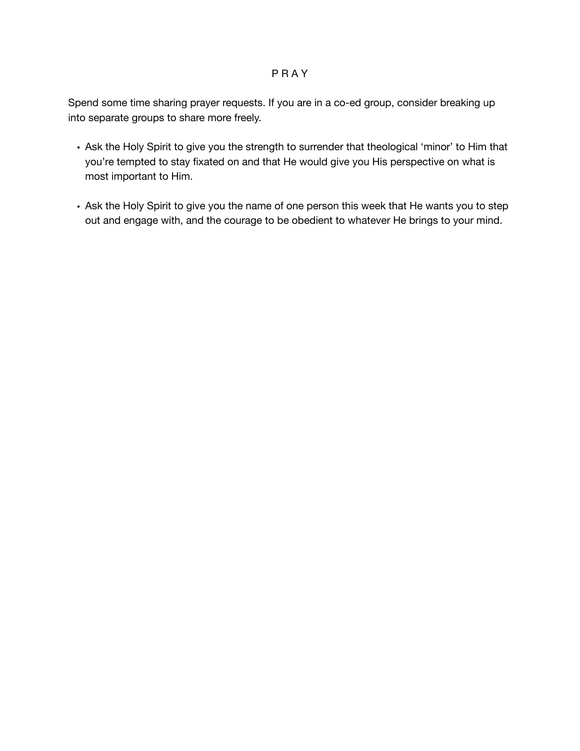## P R A Y

Spend some time sharing prayer requests. If you are in a co-ed group, consider breaking up into separate groups to share more freely.

- Ask the Holy Spirit to give you the strength to surrender that theological 'minor' to Him that you're tempted to stay fixated on and that He would give you His perspective on what is most important to Him.

- Ask the Holy Spirit to give you the name of one person this week that He wants you to step out and engage with, and the courage to be obedient to whatever He brings to your mind.